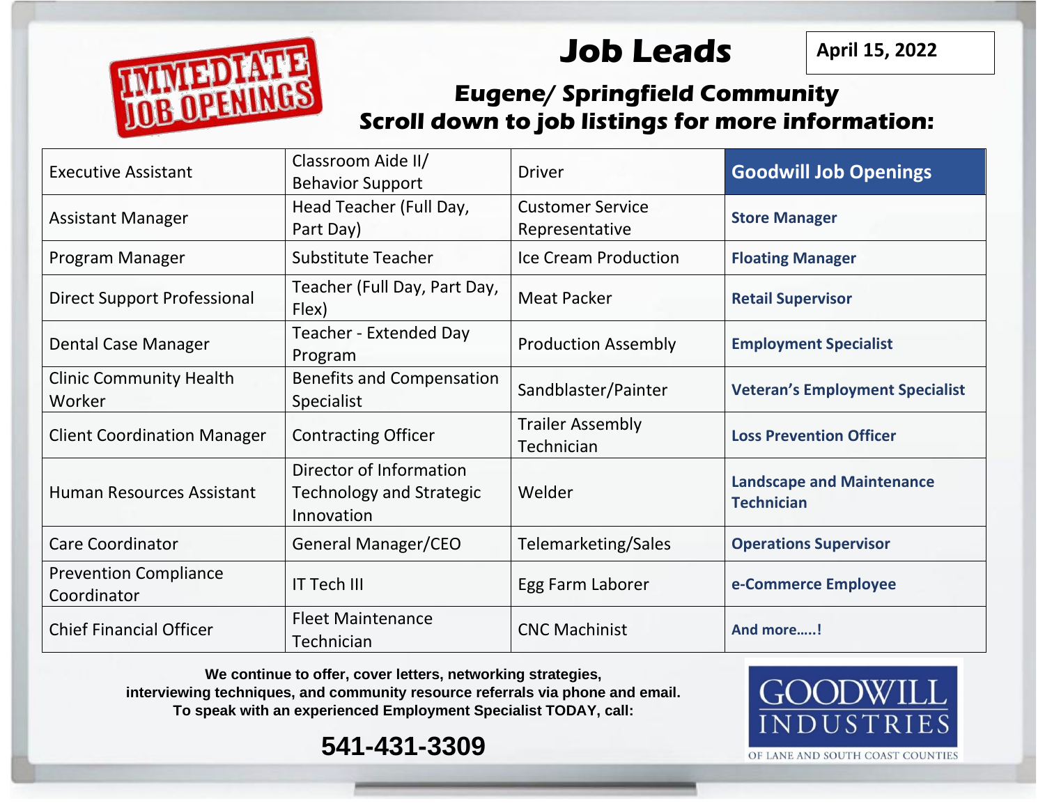IMMEDIATE JOB OPENINGS

# Job Leads

**April 15, 2022**

## Eugene/ Springfield Community
## Scroll down to job listings for more information:

| | | | **Goodwill Job Openings** |
|---|---|---|---|
| Executive Assistant | Classroom Aide II/ Behavior Support | Driver | **Goodwill Job Openings** |
| Assistant Manager | Head Teacher (Full Day, Part Day) | Customer Service Representative | **Store Manager** |
| Program Manager | Substitute Teacher | Ice Cream Production | **Floating Manager** |
| Direct Support Professional | Teacher (Full Day, Part Day, Flex) | Meat Packer | **Retail Supervisor** |
| Dental Case Manager | Teacher - Extended Day Program | Production Assembly | **Employment Specialist** |
| Clinic Community Health Worker | Benefits and Compensation Specialist | Sandblaster/Painter | **Veteran's Employment Specialist** |
| Client Coordination Manager | Contracting Officer | Trailer Assembly Technician | **Loss Prevention Officer** |
| Human Resources Assistant | Director of Information Technology and Strategic Innovation | Welder | **Landscape and Maintenance Technician** |
| Care Coordinator | General Manager/CEO | Telemarketing/Sales | **Operations Supervisor** |
| Prevention Compliance Coordinator | IT Tech III | Egg Farm Laborer | **e-Commerce Employee** |
| Chief Financial Officer | Fleet Maintenance Technician | CNC Machinist | **And more.....!** |

**We continue to offer, cover letters, networking strategies, interviewing techniques, and community resource referrals via phone and email. To speak with an experienced Employment Specialist TODAY, call:**

**541-431-3309**

GOODWILL INDUSTRIES
OF LANE AND SOUTH COAST COUNTIES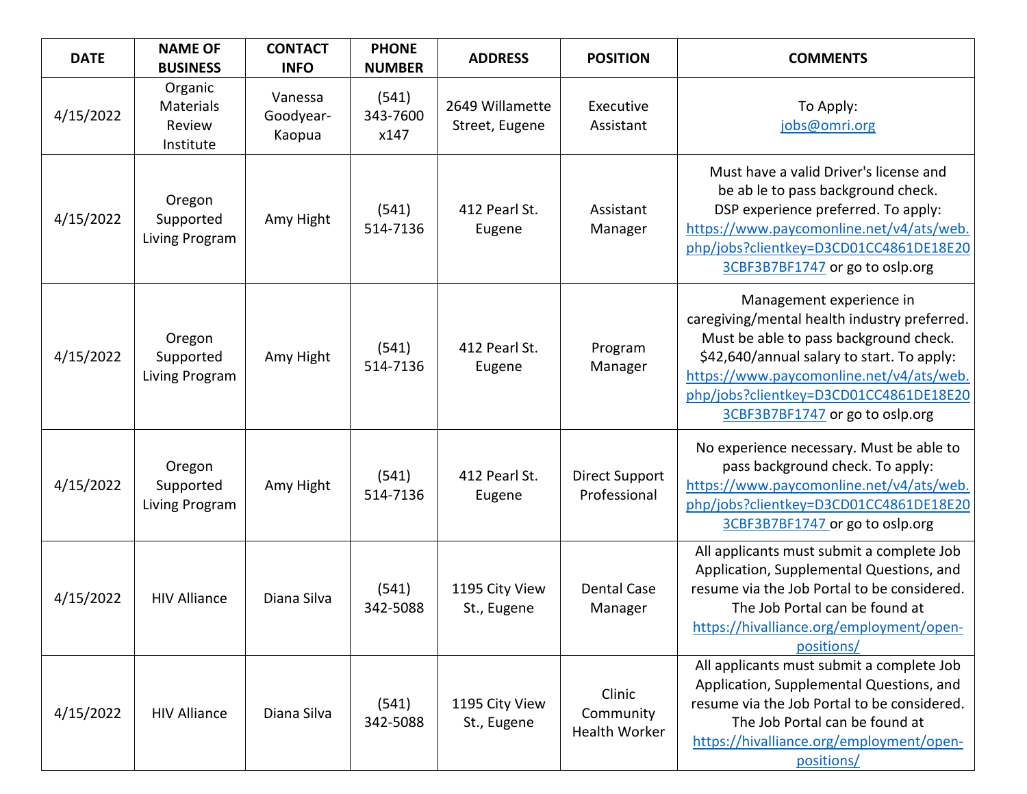| DATE | NAME OF BUSINESS | CONTACT INFO | PHONE NUMBER | ADDRESS | POSITION | COMMENTS |
|---|---|---|---|---|---|---|
| 4/15/2022 | Organic Materials Review Institute | Vanessa Goodyear-Kaopua | (541) 343-7600 x147 | 2649 Willamette Street, Eugene | Executive Assistant | To Apply: jobs@omri.org |
| 4/15/2022 | Oregon Supported Living Program | Amy Hight | (541) 514-7136 | 412 Pearl St. Eugene | Assistant Manager | Must have a valid Driver's license and be ab le to pass background check. DSP experience preferred. To apply: https://www.paycomonline.net/v4/ats/web.php/jobs?clientkey=D3CD01CC4861DE18E203CBF3B7BF1747 or go to oslp.org |
| 4/15/2022 | Oregon Supported Living Program | Amy Hight | (541) 514-7136 | 412 Pearl St. Eugene | Program Manager | Management experience in caregiving/mental health industry preferred. Must be able to pass background check. $42,640/annual salary to start. To apply: https://www.paycomonline.net/v4/ats/web.php/jobs?clientkey=D3CD01CC4861DE18E203CBF3B7BF1747 or go to oslp.org |
| 4/15/2022 | Oregon Supported Living Program | Amy Hight | (541) 514-7136 | 412 Pearl St. Eugene | Direct Support Professional | No experience necessary. Must be able to pass background check. To apply: https://www.paycomonline.net/v4/ats/web.php/jobs?clientkey=D3CD01CC4861DE18E203CBF3B7BF1747 or go to oslp.org |
| 4/15/2022 | HIV Alliance | Diana Silva | (541) 342-5088 | 1195 City View St., Eugene | Dental Case Manager | All applicants must submit a complete Job Application, Supplemental Questions, and resume via the Job Portal to be considered. The Job Portal can be found at https://hivalliance.org/employment/open-positions/ |
| 4/15/2022 | HIV Alliance | Diana Silva | (541) 342-5088 | 1195 City View St., Eugene | Clinic Community Health Worker | All applicants must submit a complete Job Application, Supplemental Questions, and resume via the Job Portal to be considered. The Job Portal can be found at https://hivalliance.org/employment/open-positions/ |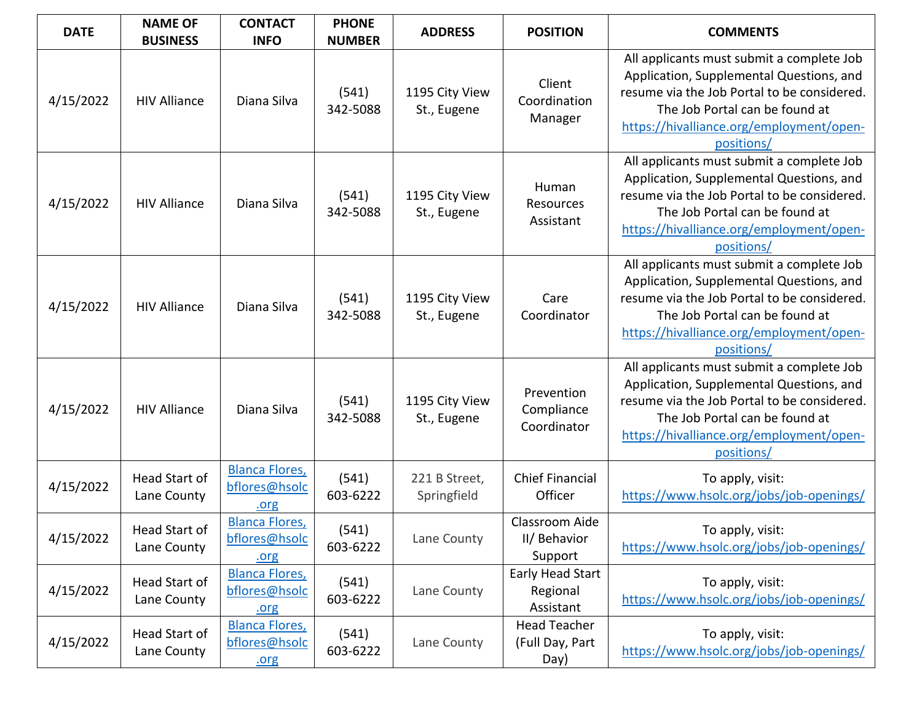| DATE | NAME OF BUSINESS | CONTACT INFO | PHONE NUMBER | ADDRESS | POSITION | COMMENTS |
|---|---|---|---|---|---|---|
| 4/15/2022 | HIV Alliance | Diana Silva | (541) 342-5088 | 1195 City View St., Eugene | Client Coordination Manager | All applicants must submit a complete Job Application, Supplemental Questions, and resume via the Job Portal to be considered. The Job Portal can be found at https://hivalliance.org/employment/open-positions/ |
| 4/15/2022 | HIV Alliance | Diana Silva | (541) 342-5088 | 1195 City View St., Eugene | Human Resources Assistant | All applicants must submit a complete Job Application, Supplemental Questions, and resume via the Job Portal to be considered. The Job Portal can be found at https://hivalliance.org/employment/open-positions/ |
| 4/15/2022 | HIV Alliance | Diana Silva | (541) 342-5088 | 1195 City View St., Eugene | Care Coordinator | All applicants must submit a complete Job Application, Supplemental Questions, and resume via the Job Portal to be considered. The Job Portal can be found at https://hivalliance.org/employment/open-positions/ |
| 4/15/2022 | HIV Alliance | Diana Silva | (541) 342-5088 | 1195 City View St., Eugene | Prevention Compliance Coordinator | All applicants must submit a complete Job Application, Supplemental Questions, and resume via the Job Portal to be considered. The Job Portal can be found at https://hivalliance.org/employment/open-positions/ |
| 4/15/2022 | Head Start of Lane County | Blanca Flores, bflores@hsolc.org | (541) 603-6222 | 221 B Street, Springfield | Chief Financial Officer | To apply, visit: https://www.hsolc.org/jobs/job-openings/ |
| 4/15/2022 | Head Start of Lane County | Blanca Flores, bflores@hsolc.org | (541) 603-6222 | Lane County | Classroom Aide II/ Behavior Support | To apply, visit: https://www.hsolc.org/jobs/job-openings/ |
| 4/15/2022 | Head Start of Lane County | Blanca Flores, bflores@hsolc.org | (541) 603-6222 | Lane County | Early Head Start Regional Assistant | To apply, visit: https://www.hsolc.org/jobs/job-openings/ |
| 4/15/2022 | Head Start of Lane County | Blanca Flores, bflores@hsolc.org | (541) 603-6222 | Lane County | Head Teacher (Full Day, Part Day) | To apply, visit: https://www.hsolc.org/jobs/job-openings/ |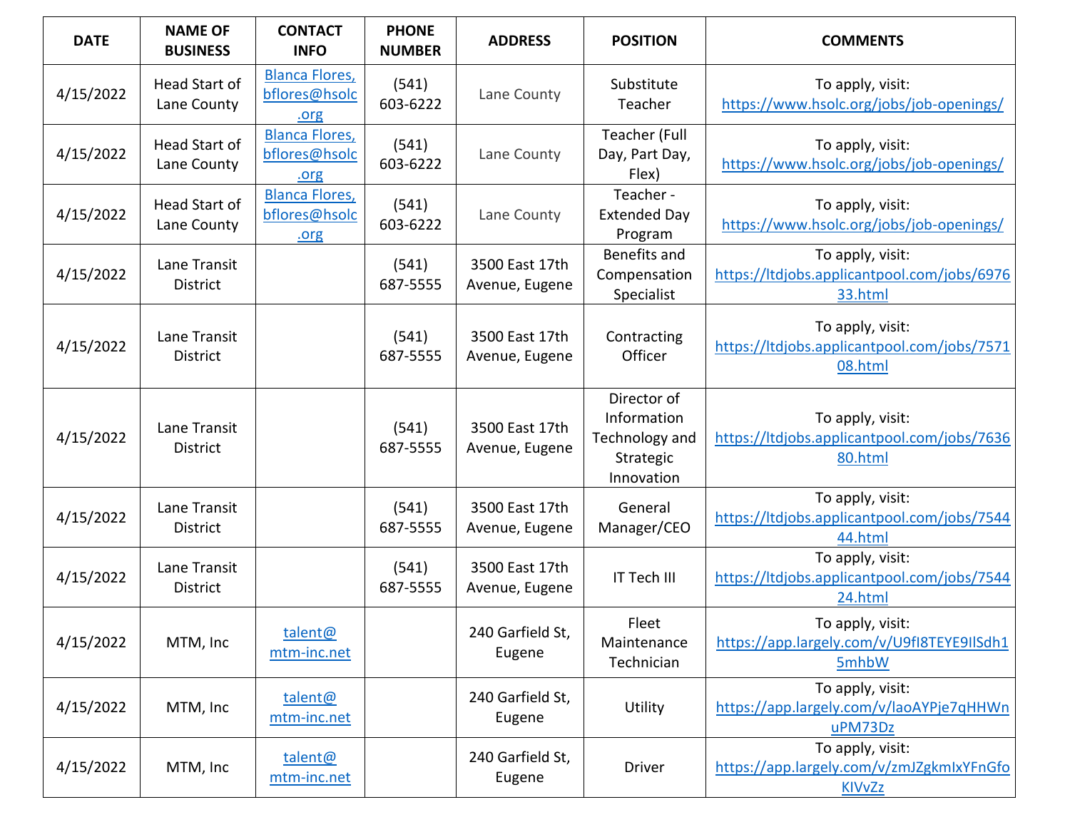| DATE | NAME OF BUSINESS | CONTACT INFO | PHONE NUMBER | ADDRESS | POSITION | COMMENTS |
|---|---|---|---|---|---|---|
| 4/15/2022 | Head Start of Lane County | Blanca Flores, bflores@hsolc.org | (541) 603-6222 | Lane County | Substitute Teacher | To apply, visit: https://www.hsolc.org/jobs/job-openings/ |
| 4/15/2022 | Head Start of Lane County | Blanca Flores, bflores@hsolc.org | (541) 603-6222 | Lane County | Teacher (Full Day, Part Day, Flex) | To apply, visit: https://www.hsolc.org/jobs/job-openings/ |
| 4/15/2022 | Head Start of Lane County | Blanca Flores, bflores@hsolc.org | (541) 603-6222 | Lane County | Teacher - Extended Day Program | To apply, visit: https://www.hsolc.org/jobs/job-openings/ |
| 4/15/2022 | Lane Transit District | | (541) 687-5555 | 3500 East 17th Avenue, Eugene | Benefits and Compensation Specialist | To apply, visit: https://ltdjobs.applicantpool.com/jobs/697633.html |
| 4/15/2022 | Lane Transit District | | (541) 687-5555 | 3500 East 17th Avenue, Eugene | Contracting Officer | To apply, visit: https://ltdjobs.applicantpool.com/jobs/757108.html |
| 4/15/2022 | Lane Transit District | | (541) 687-5555 | 3500 East 17th Avenue, Eugene | Director of Information Technology and Strategic Innovation | To apply, visit: https://ltdjobs.applicantpool.com/jobs/763680.html |
| 4/15/2022 | Lane Transit District | | (541) 687-5555 | 3500 East 17th Avenue, Eugene | General Manager/CEO | To apply, visit: https://ltdjobs.applicantpool.com/jobs/754444.html |
| 4/15/2022 | Lane Transit District | | (541) 687-5555 | 3500 East 17th Avenue, Eugene | IT Tech III | To apply, visit: https://ltdjobs.applicantpool.com/jobs/754424.html |
| 4/15/2022 | MTM, Inc | talent@mtm-inc.net | | 240 Garfield St, Eugene | Fleet Maintenance Technician | To apply, visit: https://app.largely.com/v/U9fI8TEYE9IlSdh15mhbW |
| 4/15/2022 | MTM, Inc | talent@mtm-inc.net | | 240 Garfield St, Eugene | Utility | To apply, visit: https://app.largely.com/v/laoAYPje7qHHWnuPM73Dz |
| 4/15/2022 | MTM, Inc | talent@mtm-inc.net | | 240 Garfield St, Eugene | Driver | To apply, visit: https://app.largely.com/v/zmJZgkmIxYFnGfoKIVvZz |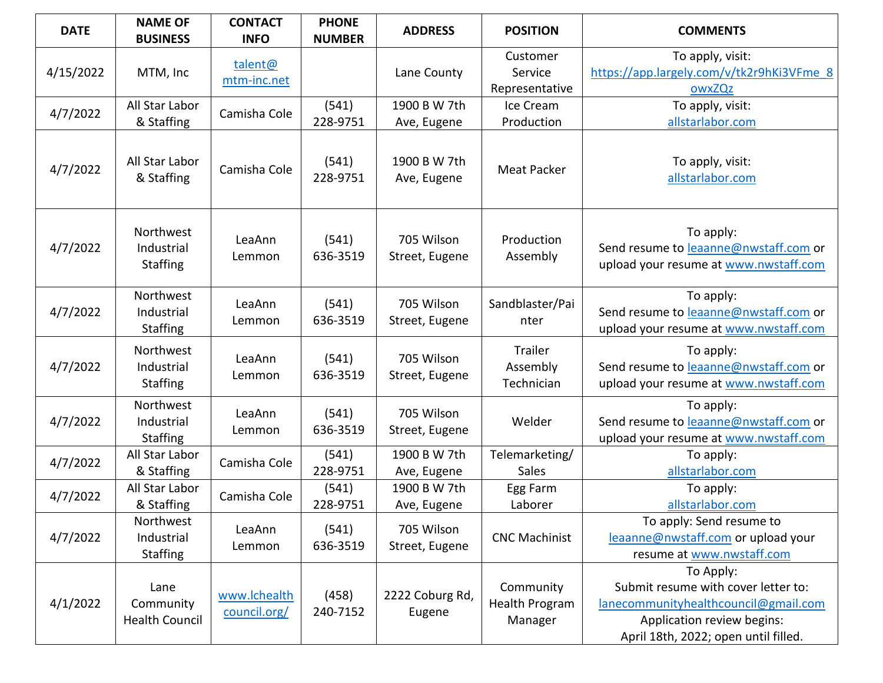| DATE | NAME OF BUSINESS | CONTACT INFO | PHONE NUMBER | ADDRESS | POSITION | COMMENTS |
|---|---|---|---|---|---|---|
| 4/15/2022 | MTM, Inc | talent@mtm-inc.net | | Lane County | Customer Service Representative | To apply, visit: https://app.largely.com/v/tk2r9hKi3VFme_8owxZQz |
| 4/7/2022 | All Star Labor & Staffing | Camisha Cole | (541) 228-9751 | 1900 B W 7th Ave, Eugene | Ice Cream Production | To apply, visit: allstarlabor.com |
| 4/7/2022 | All Star Labor & Staffing | Camisha Cole | (541) 228-9751 | 1900 B W 7th Ave, Eugene | Meat Packer | To apply, visit: allstarlabor.com |
| 4/7/2022 | Northwest Industrial Staffing | LeaAnn Lemmon | (541) 636-3519 | 705 Wilson Street, Eugene | Production Assembly | To apply: Send resume to leaanne@nwstaff.com or upload your resume at www.nwstaff.com |
| 4/7/2022 | Northwest Industrial Staffing | LeaAnn Lemmon | (541) 636-3519 | 705 Wilson Street, Eugene | Sandblaster/Painter | To apply: Send resume to leaanne@nwstaff.com or upload your resume at www.nwstaff.com |
| 4/7/2022 | Northwest Industrial Staffing | LeaAnn Lemmon | (541) 636-3519 | 705 Wilson Street, Eugene | Trailer Assembly Technician | To apply: Send resume to leaanne@nwstaff.com or upload your resume at www.nwstaff.com |
| 4/7/2022 | Northwest Industrial Staffing | LeaAnn Lemmon | (541) 636-3519 | 705 Wilson Street, Eugene | Welder | To apply: Send resume to leaanne@nwstaff.com or upload your resume at www.nwstaff.com |
| 4/7/2022 | All Star Labor & Staffing | Camisha Cole | (541) 228-9751 | 1900 B W 7th Ave, Eugene | Telemarketing/ Sales | To apply: allstarlabor.com |
| 4/7/2022 | All Star Labor & Staffing | Camisha Cole | (541) 228-9751 | 1900 B W 7th Ave, Eugene | Egg Farm Laborer | To apply: allstarlabor.com |
| 4/7/2022 | Northwest Industrial Staffing | LeaAnn Lemmon | (541) 636-3519 | 705 Wilson Street, Eugene | CNC Machinist | To apply: Send resume to leaanne@nwstaff.com or upload your resume at www.nwstaff.com |
| 4/1/2022 | Lane Community Health Council | www.lchealthcouncil.org/ | (458) 240-7152 | 2222 Coburg Rd, Eugene | Community Health Program Manager | To Apply: Submit resume with cover letter to: lanecommunityhealthcouncil@gmail.com Application review begins: April 18th, 2022; open until filled. |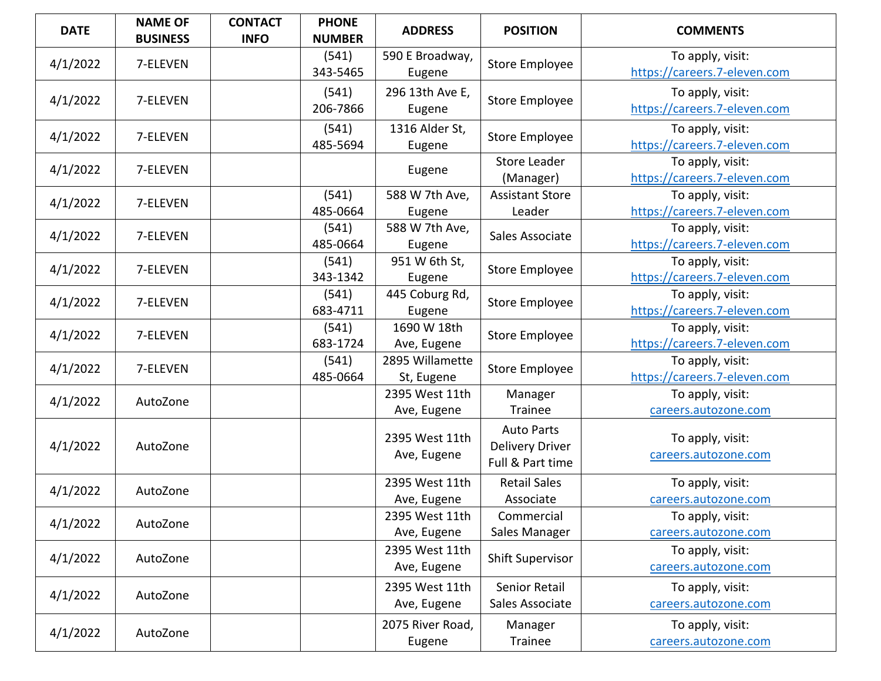| DATE | NAME OF BUSINESS | CONTACT INFO | PHONE NUMBER | ADDRESS | POSITION | COMMENTS |
|---|---|---|---|---|---|---|
| 4/1/2022 | 7-ELEVEN | | (541) 343-5465 | 590 E Broadway, Eugene | Store Employee | To apply, visit: https://careers.7-eleven.com |
| 4/1/2022 | 7-ELEVEN | | (541) 206-7866 | 296 13th Ave E, Eugene | Store Employee | To apply, visit: https://careers.7-eleven.com |
| 4/1/2022 | 7-ELEVEN | | (541) 485-5694 | 1316 Alder St, Eugene | Store Employee | To apply, visit: https://careers.7-eleven.com |
| 4/1/2022 | 7-ELEVEN | | | Eugene | Store Leader (Manager) | To apply, visit: https://careers.7-eleven.com |
| 4/1/2022 | 7-ELEVEN | | (541) 485-0664 | 588 W 7th Ave, Eugene | Assistant Store Leader | To apply, visit: https://careers.7-eleven.com |
| 4/1/2022 | 7-ELEVEN | | (541) 485-0664 | 588 W 7th Ave, Eugene | Sales Associate | To apply, visit: https://careers.7-eleven.com |
| 4/1/2022 | 7-ELEVEN | | (541) 343-1342 | 951 W 6th St, Eugene | Store Employee | To apply, visit: https://careers.7-eleven.com |
| 4/1/2022 | 7-ELEVEN | | (541) 683-4711 | 445 Coburg Rd, Eugene | Store Employee | To apply, visit: https://careers.7-eleven.com |
| 4/1/2022 | 7-ELEVEN | | (541) 683-1724 | 1690 W 18th Ave, Eugene | Store Employee | To apply, visit: https://careers.7-eleven.com |
| 4/1/2022 | 7-ELEVEN | | (541) 485-0664 | 2895 Willamette St, Eugene | Store Employee | To apply, visit: https://careers.7-eleven.com |
| 4/1/2022 | AutoZone | | | 2395 West 11th Ave, Eugene | Manager Trainee | To apply, visit: careers.autozone.com |
| 4/1/2022 | AutoZone | | | 2395 West 11th Ave, Eugene | Auto Parts Delivery Driver Full & Part time | To apply, visit: careers.autozone.com |
| 4/1/2022 | AutoZone | | | 2395 West 11th Ave, Eugene | Retail Sales Associate | To apply, visit: careers.autozone.com |
| 4/1/2022 | AutoZone | | | 2395 West 11th Ave, Eugene | Commercial Sales Manager | To apply, visit: careers.autozone.com |
| 4/1/2022 | AutoZone | | | 2395 West 11th Ave, Eugene | Shift Supervisor | To apply, visit: careers.autozone.com |
| 4/1/2022 | AutoZone | | | 2395 West 11th Ave, Eugene | Senior Retail Sales Associate | To apply, visit: careers.autozone.com |
| 4/1/2022 | AutoZone | | | 2075 River Road, Eugene | Manager Trainee | To apply, visit: careers.autozone.com |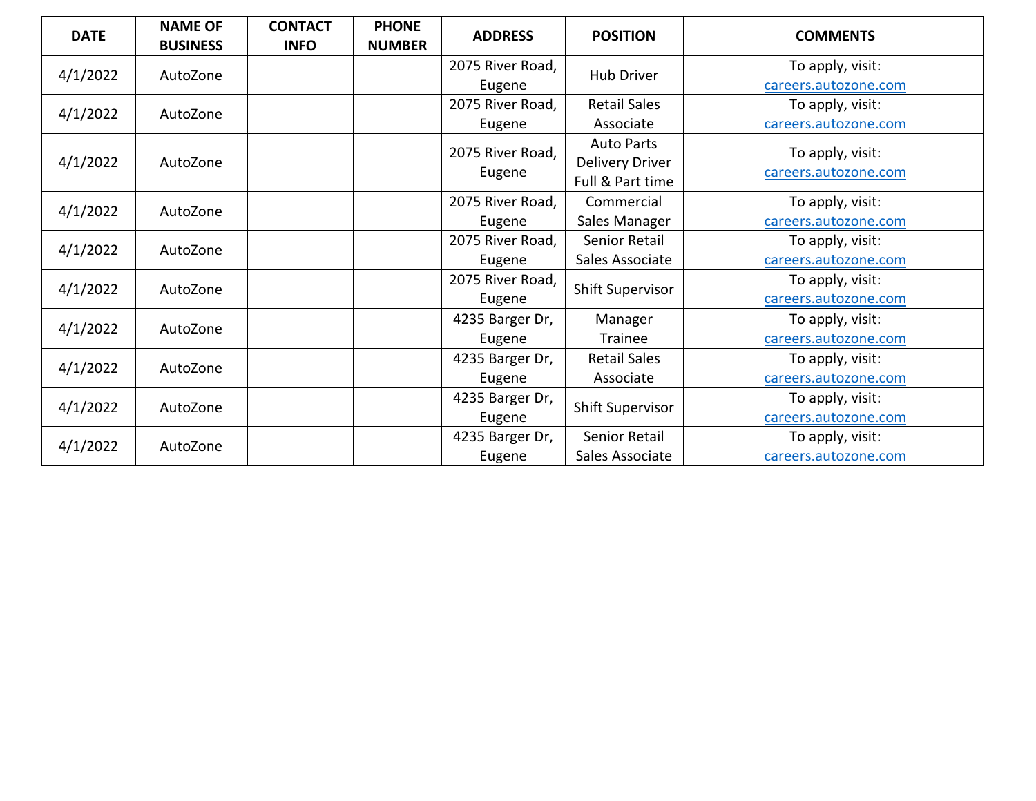| DATE | NAME OF BUSINESS | CONTACT INFO | PHONE NUMBER | ADDRESS | POSITION | COMMENTS |
|---|---|---|---|---|---|---|
| 4/1/2022 | AutoZone | | | 2075 River Road, Eugene | Hub Driver | To apply, visit: careers.autozone.com |
| 4/1/2022 | AutoZone | | | 2075 River Road, Eugene | Retail Sales Associate | To apply, visit: careers.autozone.com |
| 4/1/2022 | AutoZone | | | 2075 River Road, Eugene | Auto Parts Delivery Driver Full & Part time | To apply, visit: careers.autozone.com |
| 4/1/2022 | AutoZone | | | 2075 River Road, Eugene | Commercial Sales Manager | To apply, visit: careers.autozone.com |
| 4/1/2022 | AutoZone | | | 2075 River Road, Eugene | Senior Retail Sales Associate | To apply, visit: careers.autozone.com |
| 4/1/2022 | AutoZone | | | 2075 River Road, Eugene | Shift Supervisor | To apply, visit: careers.autozone.com |
| 4/1/2022 | AutoZone | | | 4235 Barger Dr, Eugene | Manager Trainee | To apply, visit: careers.autozone.com |
| 4/1/2022 | AutoZone | | | 4235 Barger Dr, Eugene | Retail Sales Associate | To apply, visit: careers.autozone.com |
| 4/1/2022 | AutoZone | | | 4235 Barger Dr, Eugene | Shift Supervisor | To apply, visit: careers.autozone.com |
| 4/1/2022 | AutoZone | | | 4235 Barger Dr, Eugene | Senior Retail Sales Associate | To apply, visit: careers.autozone.com |